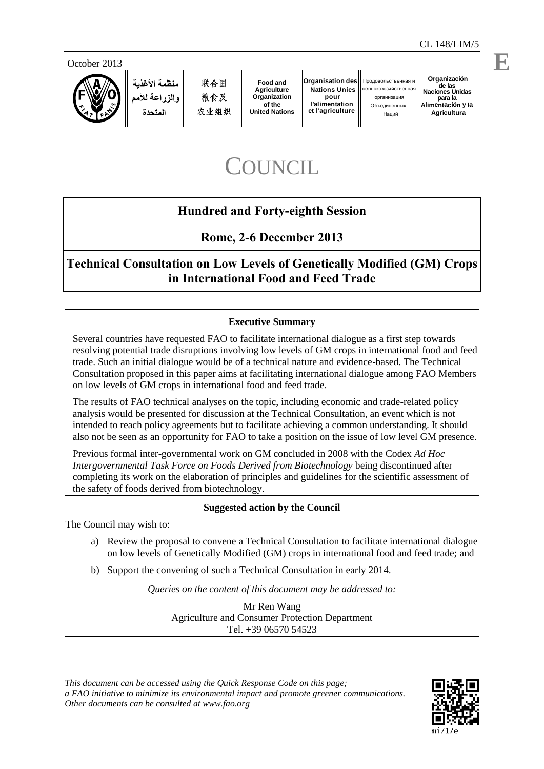CL 148/LIM/5

October 2013

منظمة الأغذية والزراعة للأمم المتحدة | 联合国粮食及农业组织 | Food and Agriculture Organization of the United Nations | Organisation des Nations Unies pour l'alimentation et l'agriculture | Продовольственная и сельскохозяйственная организация Объединенных Наций | Organización de las Naciones Unidas para la Alimentación y la Agricultura

# COUNCIL

## Hundred and Forty-eighth Session

## Rome, 2-6 December 2013

## Technical Consultation on Low Levels of Genetically Modified (GM) Crops in International Food and Feed Trade

**Executive Summary**

Several countries have requested FAO to facilitate international dialogue as a first step towards resolving potential trade disruptions involving low levels of GM crops in international food and feed trade. Such an initial dialogue would be of a technical nature and evidence-based. The Technical Consultation proposed in this paper aims at facilitating international dialogue among FAO Members on low levels of GM crops in international food and feed trade.

The results of FAO technical analyses on the topic, including economic and trade-related policy analysis would be presented for discussion at the Technical Consultation, an event which is not intended to reach policy agreements but to facilitate achieving a common understanding. It should also not be seen as an opportunity for FAO to take a position on the issue of low level GM presence.

Previous formal inter-governmental work on GM concluded in 2008 with the Codex *Ad Hoc Intergovernmental Task Force on Foods Derived from Biotechnology* being discontinued after completing its work on the elaboration of principles and guidelines for the scientific assessment of the safety of foods derived from biotechnology.

**Suggested action by the Council**

The Council may wish to:

a) Review the proposal to convene a Technical Consultation to facilitate international dialogue on low levels of Genetically Modified (GM) crops in international food and feed trade; and

b) Support the convening of such a Technical Consultation in early 2014.

*Queries on the content of this document may be addressed to:*

Mr Ren Wang
Agriculture and Consumer Protection Department
Tel. +39 06570 54523

*This document can be accessed using the Quick Response Code on this page; a FAO initiative to minimize its environmental impact and promote greener communications. Other documents can be consulted at www.fao.org*

mi717e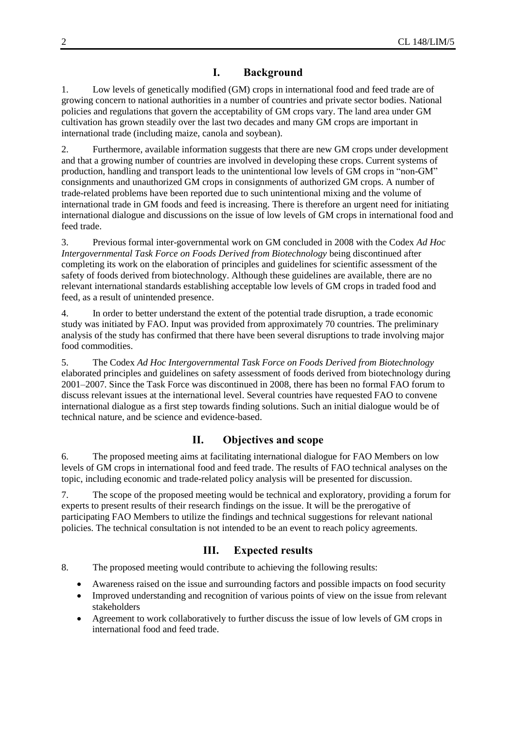## I. Background

1. Low levels of genetically modified (GM) crops in international food and feed trade are of growing concern to national authorities in a number of countries and private sector bodies. National policies and regulations that govern the acceptability of GM crops vary. The land area under GM cultivation has grown steadily over the last two decades and many GM crops are important in international trade (including maize, canola and soybean).

2. Furthermore, available information suggests that there are new GM crops under development and that a growing number of countries are involved in developing these crops. Current systems of production, handling and transport leads to the unintentional low levels of GM crops in "non-GM" consignments and unauthorized GM crops in consignments of authorized GM crops. A number of trade-related problems have been reported due to such unintentional mixing and the volume of international trade in GM foods and feed is increasing. There is therefore an urgent need for initiating international dialogue and discussions on the issue of low levels of GM crops in international food and feed trade.

3. Previous formal inter-governmental work on GM concluded in 2008 with the Codex *Ad Hoc Intergovernmental Task Force on Foods Derived from Biotechnology* being discontinued after completing its work on the elaboration of principles and guidelines for scientific assessment of the safety of foods derived from biotechnology. Although these guidelines are available, there are no relevant international standards establishing acceptable low levels of GM crops in traded food and feed, as a result of unintended presence.

4. In order to better understand the extent of the potential trade disruption, a trade economic study was initiated by FAO. Input was provided from approximately 70 countries. The preliminary analysis of the study has confirmed that there have been several disruptions to trade involving major food commodities.

5. The Codex *Ad Hoc Intergovernmental Task Force on Foods Derived from Biotechnology* elaborated principles and guidelines on safety assessment of foods derived from biotechnology during 2001–2007. Since the Task Force was discontinued in 2008, there has been no formal FAO forum to discuss relevant issues at the international level. Several countries have requested FAO to convene international dialogue as a first step towards finding solutions. Such an initial dialogue would be of technical nature, and be science and evidence-based.

## II. Objectives and scope

6. The proposed meeting aims at facilitating international dialogue for FAO Members on low levels of GM crops in international food and feed trade. The results of FAO technical analyses on the topic, including economic and trade-related policy analysis will be presented for discussion.

7. The scope of the proposed meeting would be technical and exploratory, providing a forum for experts to present results of their research findings on the issue. It will be the prerogative of participating FAO Members to utilize the findings and technical suggestions for relevant national policies. The technical consultation is not intended to be an event to reach policy agreements.

## III. Expected results

8. The proposed meeting would contribute to achieving the following results:

- Awareness raised on the issue and surrounding factors and possible impacts on food security
- Improved understanding and recognition of various points of view on the issue from relevant stakeholders
- Agreement to work collaboratively to further discuss the issue of low levels of GM crops in international food and feed trade.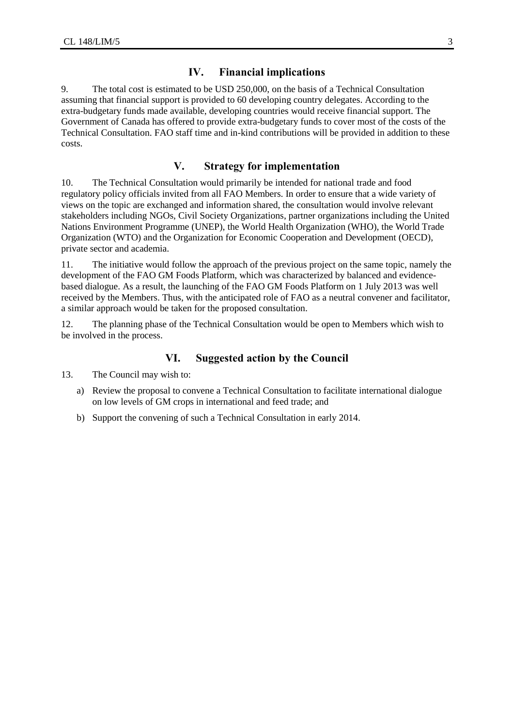## IV. Financial implications

9. The total cost is estimated to be USD 250,000, on the basis of a Technical Consultation assuming that financial support is provided to 60 developing country delegates. According to the extra-budgetary funds made available, developing countries would receive financial support. The Government of Canada has offered to provide extra-budgetary funds to cover most of the costs of the Technical Consultation. FAO staff time and in-kind contributions will be provided in addition to these costs.

## V. Strategy for implementation

10. The Technical Consultation would primarily be intended for national trade and food regulatory policy officials invited from all FAO Members. In order to ensure that a wide variety of views on the topic are exchanged and information shared, the consultation would involve relevant stakeholders including NGOs, Civil Society Organizations, partner organizations including the United Nations Environment Programme (UNEP), the World Health Organization (WHO), the World Trade Organization (WTO) and the Organization for Economic Cooperation and Development (OECD), private sector and academia.

11. The initiative would follow the approach of the previous project on the same topic, namely the development of the FAO GM Foods Platform, which was characterized by balanced and evidence-based dialogue. As a result, the launching of the FAO GM Foods Platform on 1 July 2013 was well received by the Members. Thus, with the anticipated role of FAO as a neutral convener and facilitator, a similar approach would be taken for the proposed consultation.

12. The planning phase of the Technical Consultation would be open to Members which wish to be involved in the process.

## VI. Suggested action by the Council

13. The Council may wish to:

a) Review the proposal to convene a Technical Consultation to facilitate international dialogue on low levels of GM crops in international and feed trade; and

b) Support the convening of such a Technical Consultation in early 2014.